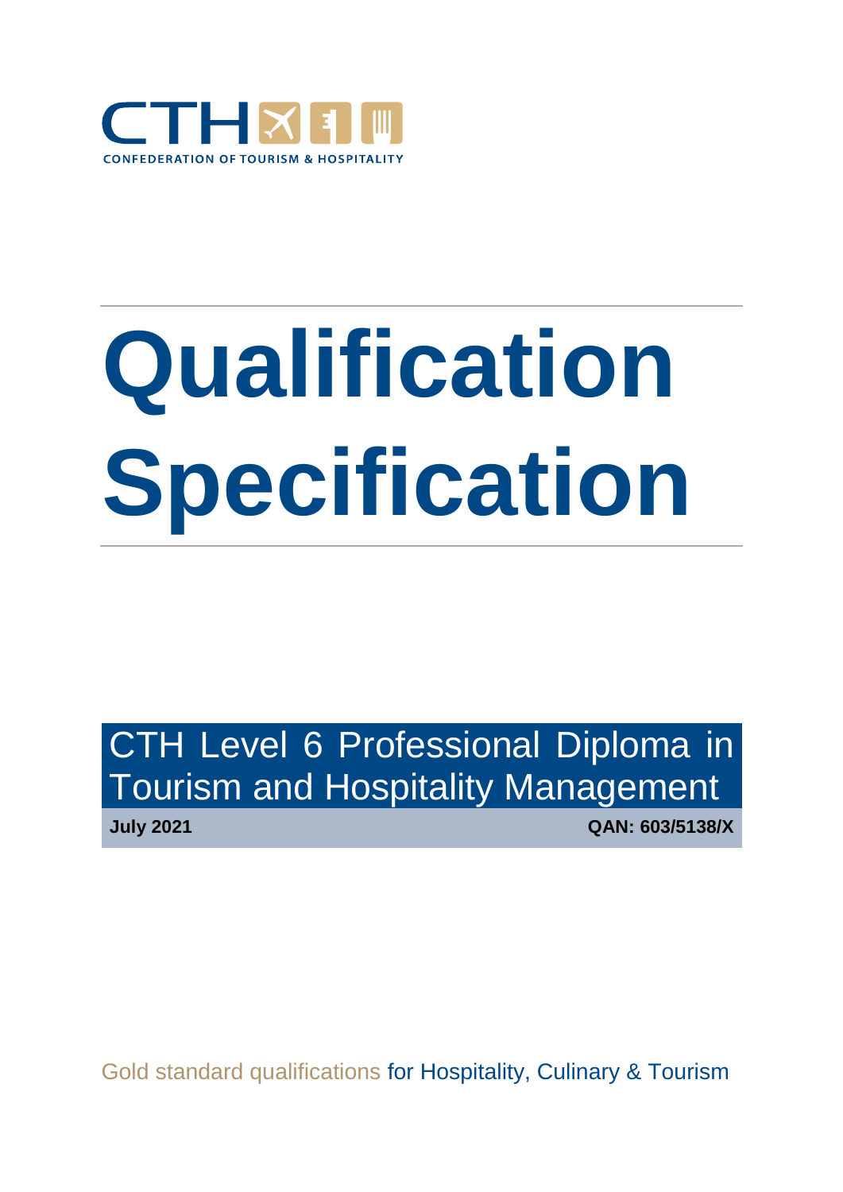CTH

CONFEDERATION OF TOURISM & HOSPITALITY

# Qualification Specification

## CTH Level 6 Professional Diploma in Tourism and Hospitality Management

**July 2021** **QAN: 603/5138/X**

Gold standard qualifications for Hospitality, Culinary & Tourism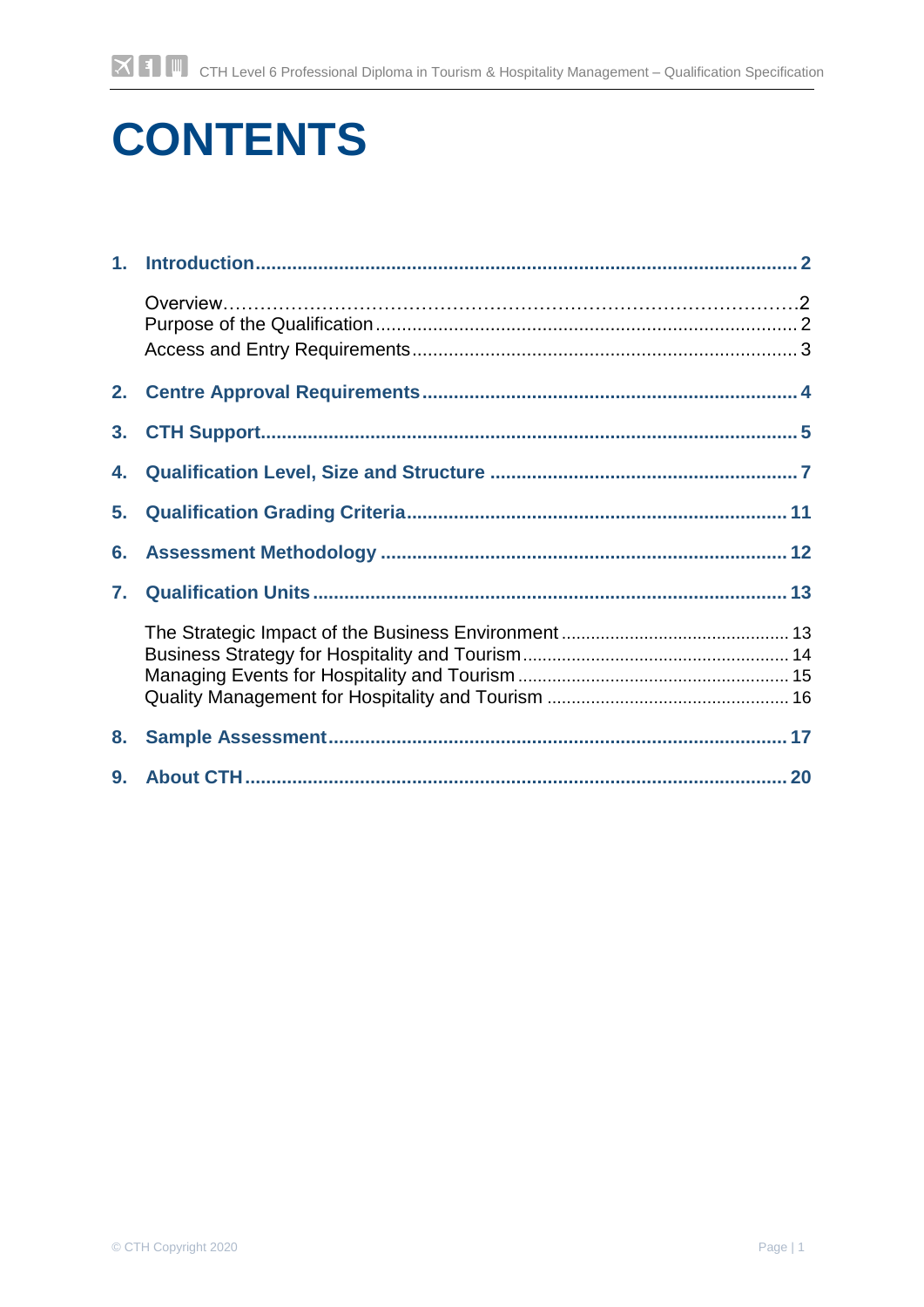# CONTENTS

1. **Introduction** ..... 2
   - Overview ..... 2
   - Purpose of the Qualification ..... 2
   - Access and Entry Requirements ..... 3
2. **Centre Approval Requirements** ..... 4
3. **CTH Support** ..... 5
4. **Qualification Level, Size and Structure** ..... 7
5. **Qualification Grading Criteria** ..... 11
6. **Assessment Methodology** ..... 12
7. **Qualification Units** ..... 13
   - The Strategic Impact of the Business Environment ..... 13
   - Business Strategy for Hospitality and Tourism ..... 14
   - Managing Events for Hospitality and Tourism ..... 15
   - Quality Management for Hospitality and Tourism ..... 16
8. **Sample Assessment** ..... 17
9. **About CTH** ..... 20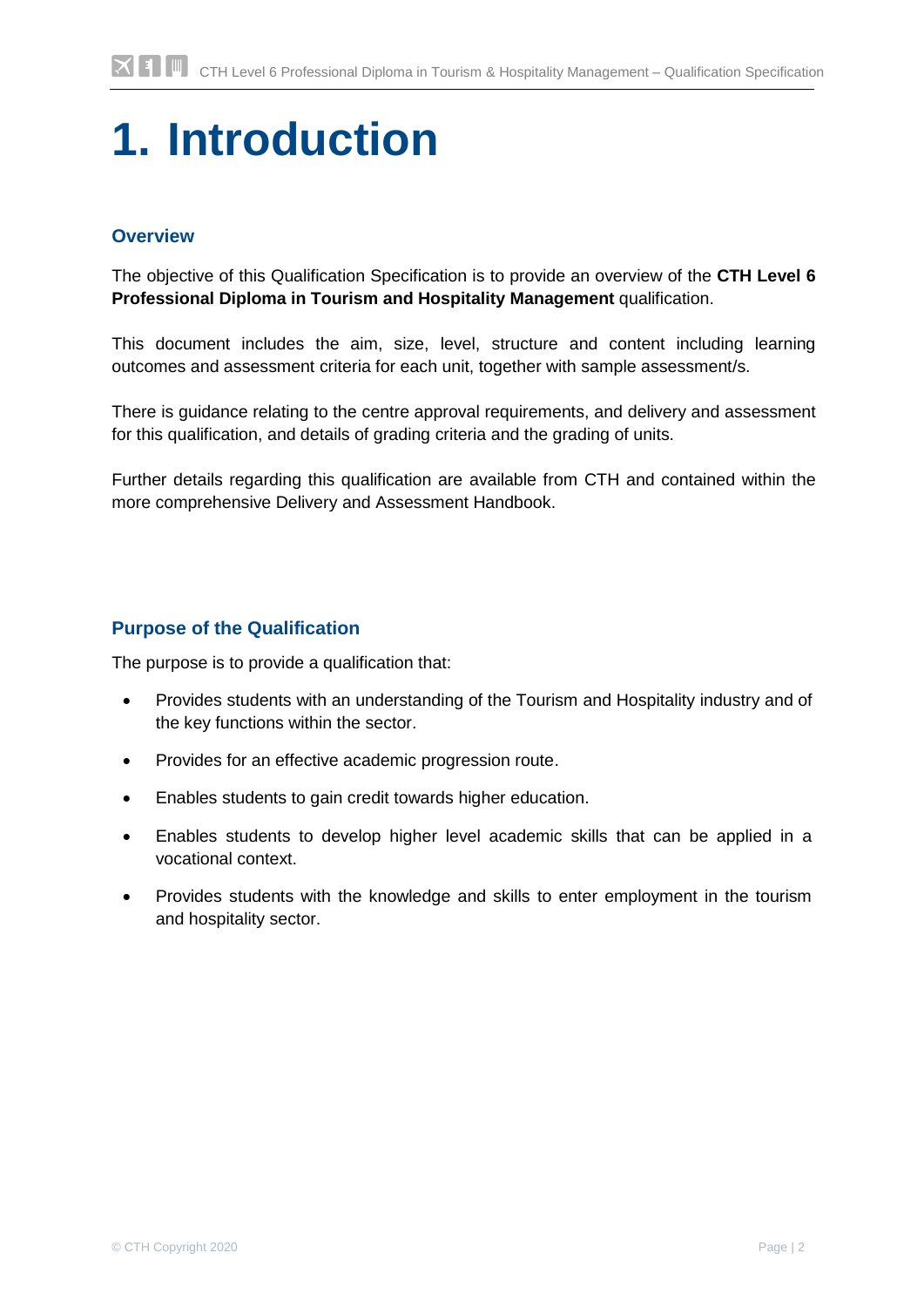# 1. Introduction

## Overview

The objective of this Qualification Specification is to provide an overview of the **CTH Level 6 Professional Diploma in Tourism and Hospitality Management** qualification.

This document includes the aim, size, level, structure and content including learning outcomes and assessment criteria for each unit, together with sample assessment/s.

There is guidance relating to the centre approval requirements, and delivery and assessment for this qualification, and details of grading criteria and the grading of units.

Further details regarding this qualification are available from CTH and contained within the more comprehensive Delivery and Assessment Handbook.

## Purpose of the Qualification

The purpose is to provide a qualification that:

- Provides students with an understanding of the Tourism and Hospitality industry and of the key functions within the sector.
- Provides for an effective academic progression route.
- Enables students to gain credit towards higher education.
- Enables students to develop higher level academic skills that can be applied in a vocational context.
- Provides students with the knowledge and skills to enter employment in the tourism and hospitality sector.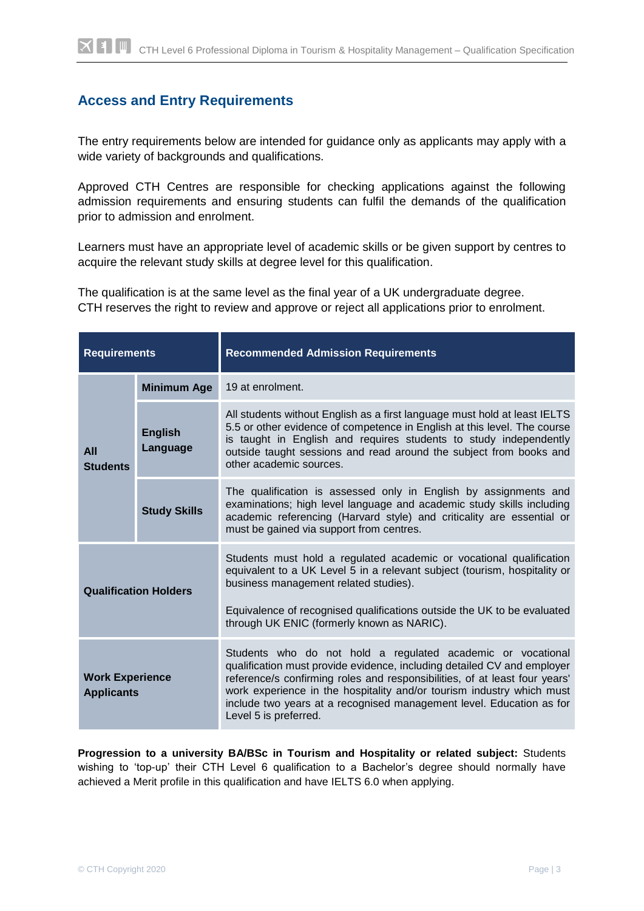## Access and Entry Requirements

The entry requirements below are intended for guidance only as applicants may apply with a wide variety of backgrounds and qualifications.

Approved CTH Centres are responsible for checking applications against the following admission requirements and ensuring students can fulfil the demands of the qualification prior to admission and enrolment.

Learners must have an appropriate level of academic skills or be given support by centres to acquire the relevant study skills at degree level for this qualification.

The qualification is at the same level as the final year of a UK undergraduate degree.
CTH reserves the right to review and approve or reject all applications prior to enrolment.

| Requirements | | Recommended Admission Requirements |
|---|---|---|
| **All Students** | **Minimum Age** | 19 at enrolment. |
| | **English Language** | All students without English as a first language must hold at least IELTS 5.5 or other evidence of competence in English at this level. The course is taught in English and requires students to study independently outside taught sessions and read around the subject from books and other academic sources. |
| | **Study Skills** | The qualification is assessed only in English by assignments and examinations; high level language and academic study skills including academic referencing (Harvard style) and criticality are essential or must be gained via support from centres. |
| **Qualification Holders** | | Students must hold a regulated academic or vocational qualification equivalent to a UK Level 5 in a relevant subject (tourism, hospitality or business management related studies).<br><br>Equivalence of recognised qualifications outside the UK to be evaluated through UK ENIC (formerly known as NARIC). |
| **Work Experience Applicants** | | Students who do not hold a regulated academic or vocational qualification must provide evidence, including detailed CV and employer reference/s confirming roles and responsibilities, of at least four years' work experience in the hospitality and/or tourism industry which must include two years at a recognised management level. Education as for Level 5 is preferred. |

**Progression to a university BA/BSc in Tourism and Hospitality or related subject:** Students wishing to 'top-up' their CTH Level 6 qualification to a Bachelor's degree should normally have achieved a Merit profile in this qualification and have IELTS 6.0 when applying.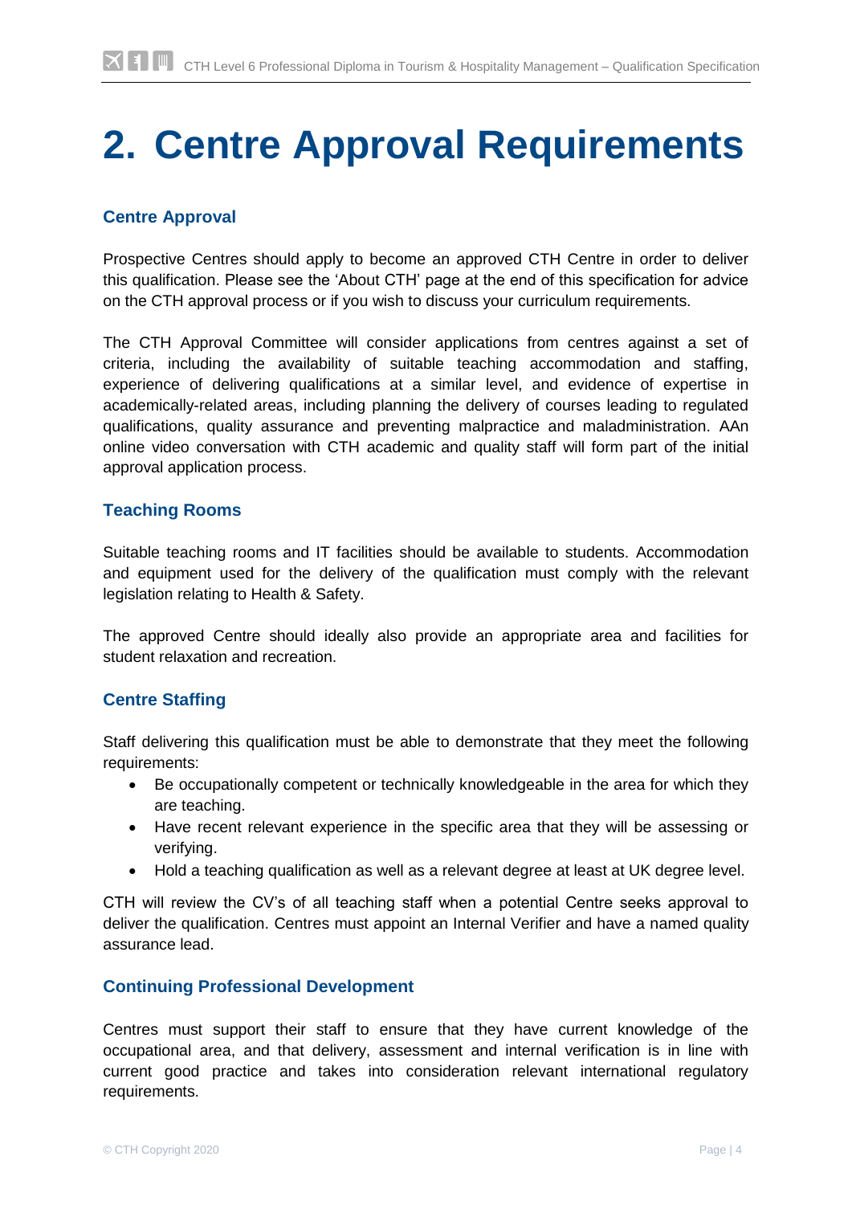# 2. Centre Approval Requirements

## Centre Approval

Prospective Centres should apply to become an approved CTH Centre in order to deliver this qualification. Please see the 'About CTH' page at the end of this specification for advice on the CTH approval process or if you wish to discuss your curriculum requirements.

The CTH Approval Committee will consider applications from centres against a set of criteria, including the availability of suitable teaching accommodation and staffing, experience of delivering qualifications at a similar level, and evidence of expertise in academically-related areas, including planning the delivery of courses leading to regulated qualifications, quality assurance and preventing malpractice and maladministration. AAn online video conversation with CTH academic and quality staff will form part of the initial approval application process.

## Teaching Rooms

Suitable teaching rooms and IT facilities should be available to students. Accommodation and equipment used for the delivery of the qualification must comply with the relevant legislation relating to Health & Safety.

The approved Centre should ideally also provide an appropriate area and facilities for student relaxation and recreation.

## Centre Staffing

Staff delivering this qualification must be able to demonstrate that they meet the following requirements:

- Be occupationally competent or technically knowledgeable in the area for which they are teaching.
- Have recent relevant experience in the specific area that they will be assessing or verifying.
- Hold a teaching qualification as well as a relevant degree at least at UK degree level.

CTH will review the CV's of all teaching staff when a potential Centre seeks approval to deliver the qualification. Centres must appoint an Internal Verifier and have a named quality assurance lead.

## Continuing Professional Development

Centres must support their staff to ensure that they have current knowledge of the occupational area, and that delivery, assessment and internal verification is in line with current good practice and takes into consideration relevant international regulatory requirements.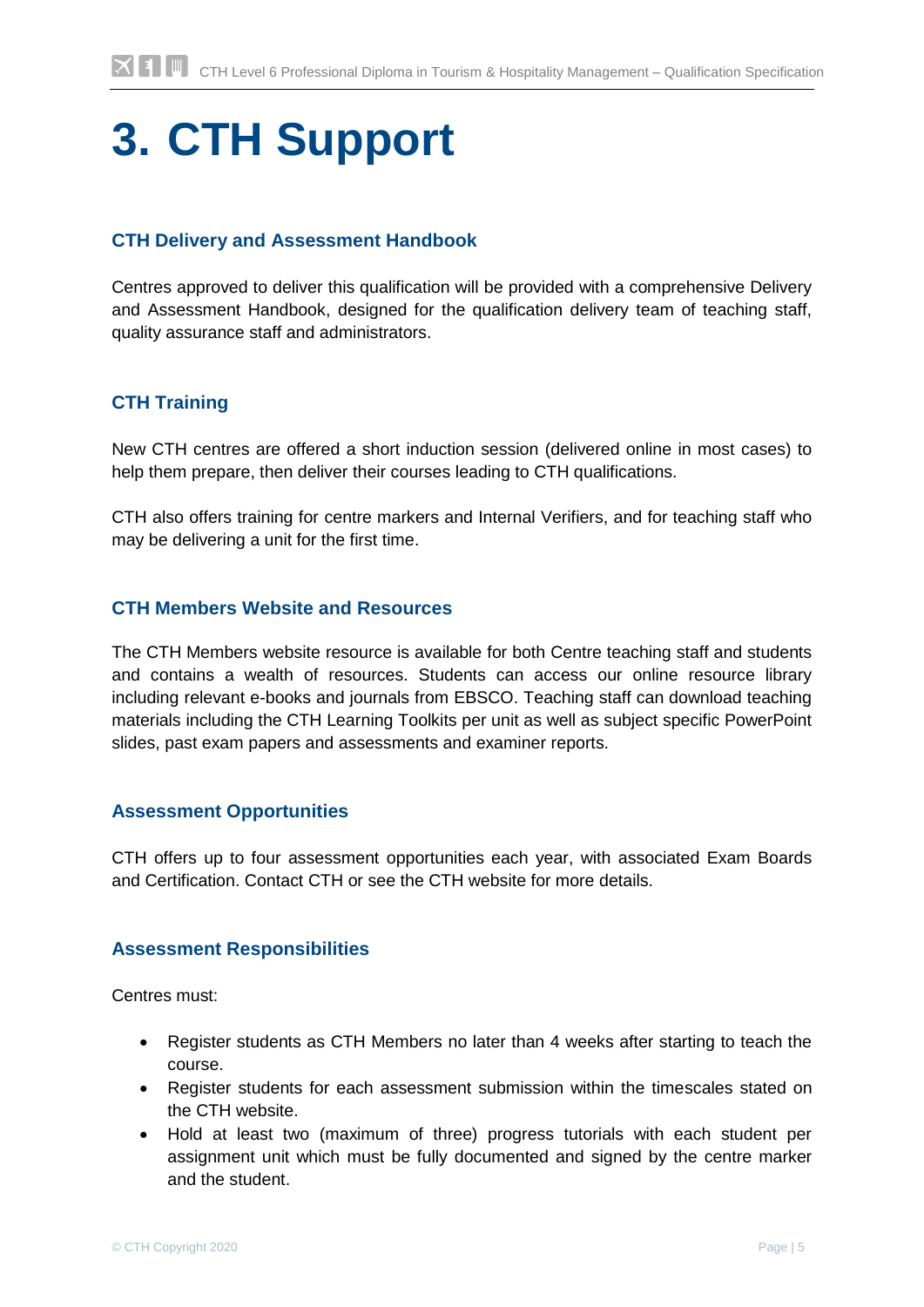# 3. CTH Support

### CTH Delivery and Assessment Handbook

Centres approved to deliver this qualification will be provided with a comprehensive Delivery and Assessment Handbook, designed for the qualification delivery team of teaching staff, quality assurance staff and administrators.

### CTH Training

New CTH centres are offered a short induction session (delivered online in most cases) to help them prepare, then deliver their courses leading to CTH qualifications.

CTH also offers training for centre markers and Internal Verifiers, and for teaching staff who may be delivering a unit for the first time.

### CTH Members Website and Resources

The CTH Members website resource is available for both Centre teaching staff and students and contains a wealth of resources. Students can access our online resource library including relevant e-books and journals from EBSCO. Teaching staff can download teaching materials including the CTH Learning Toolkits per unit as well as subject specific PowerPoint slides, past exam papers and assessments and examiner reports.

### Assessment Opportunities

CTH offers up to four assessment opportunities each year, with associated Exam Boards and Certification. Contact CTH or see the CTH website for more details.

### Assessment Responsibilities

Centres must:

- Register students as CTH Members no later than 4 weeks after starting to teach the course.
- Register students for each assessment submission within the timescales stated on the CTH website.
- Hold at least two (maximum of three) progress tutorials with each student per assignment unit which must be fully documented and signed by the centre marker and the student.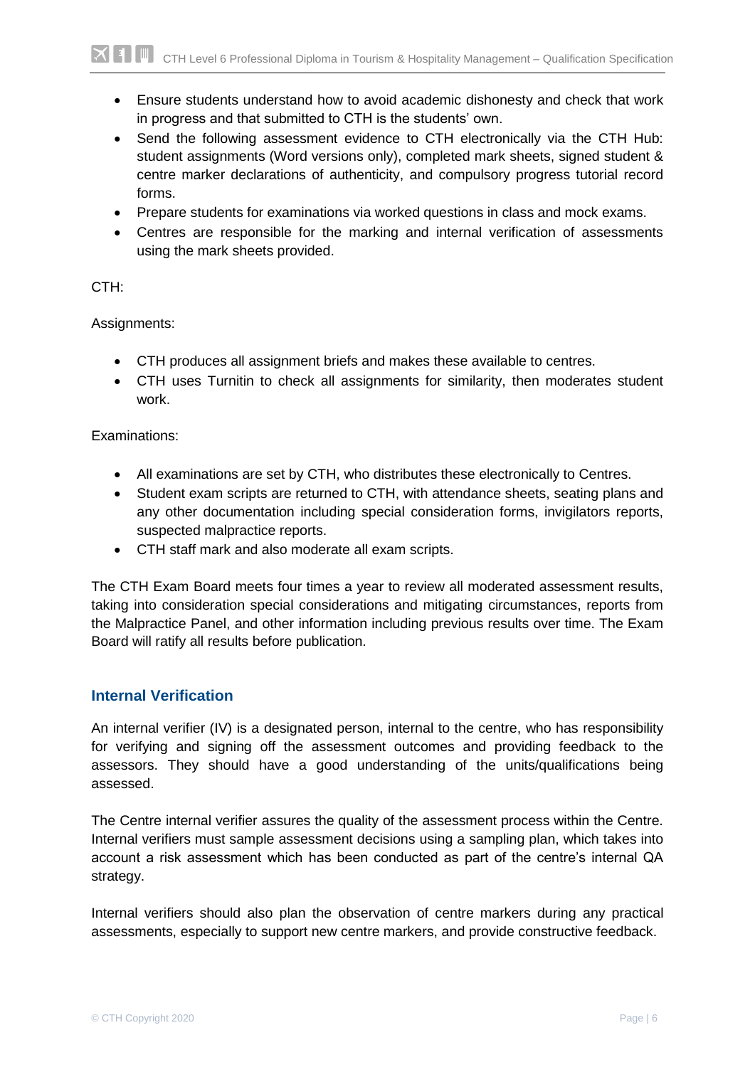- Ensure students understand how to avoid academic dishonesty and check that work in progress and that submitted to CTH is the students' own.
- Send the following assessment evidence to CTH electronically via the CTH Hub: student assignments (Word versions only), completed mark sheets, signed student & centre marker declarations of authenticity, and compulsory progress tutorial record forms.
- Prepare students for examinations via worked questions in class and mock exams.
- Centres are responsible for the marking and internal verification of assessments using the mark sheets provided.

CTH:

Assignments:

- CTH produces all assignment briefs and makes these available to centres.
- CTH uses Turnitin to check all assignments for similarity, then moderates student work.

Examinations:

- All examinations are set by CTH, who distributes these electronically to Centres.
- Student exam scripts are returned to CTH, with attendance sheets, seating plans and any other documentation including special consideration forms, invigilators reports, suspected malpractice reports.
- CTH staff mark and also moderate all exam scripts.

The CTH Exam Board meets four times a year to review all moderated assessment results, taking into consideration special considerations and mitigating circumstances, reports from the Malpractice Panel, and other information including previous results over time. The Exam Board will ratify all results before publication.

## Internal Verification

An internal verifier (IV) is a designated person, internal to the centre, who has responsibility for verifying and signing off the assessment outcomes and providing feedback to the assessors. They should have a good understanding of the units/qualifications being assessed.

The Centre internal verifier assures the quality of the assessment process within the Centre. Internal verifiers must sample assessment decisions using a sampling plan, which takes into account a risk assessment which has been conducted as part of the centre's internal QA strategy.

Internal verifiers should also plan the observation of centre markers during any practical assessments, especially to support new centre markers, and provide constructive feedback.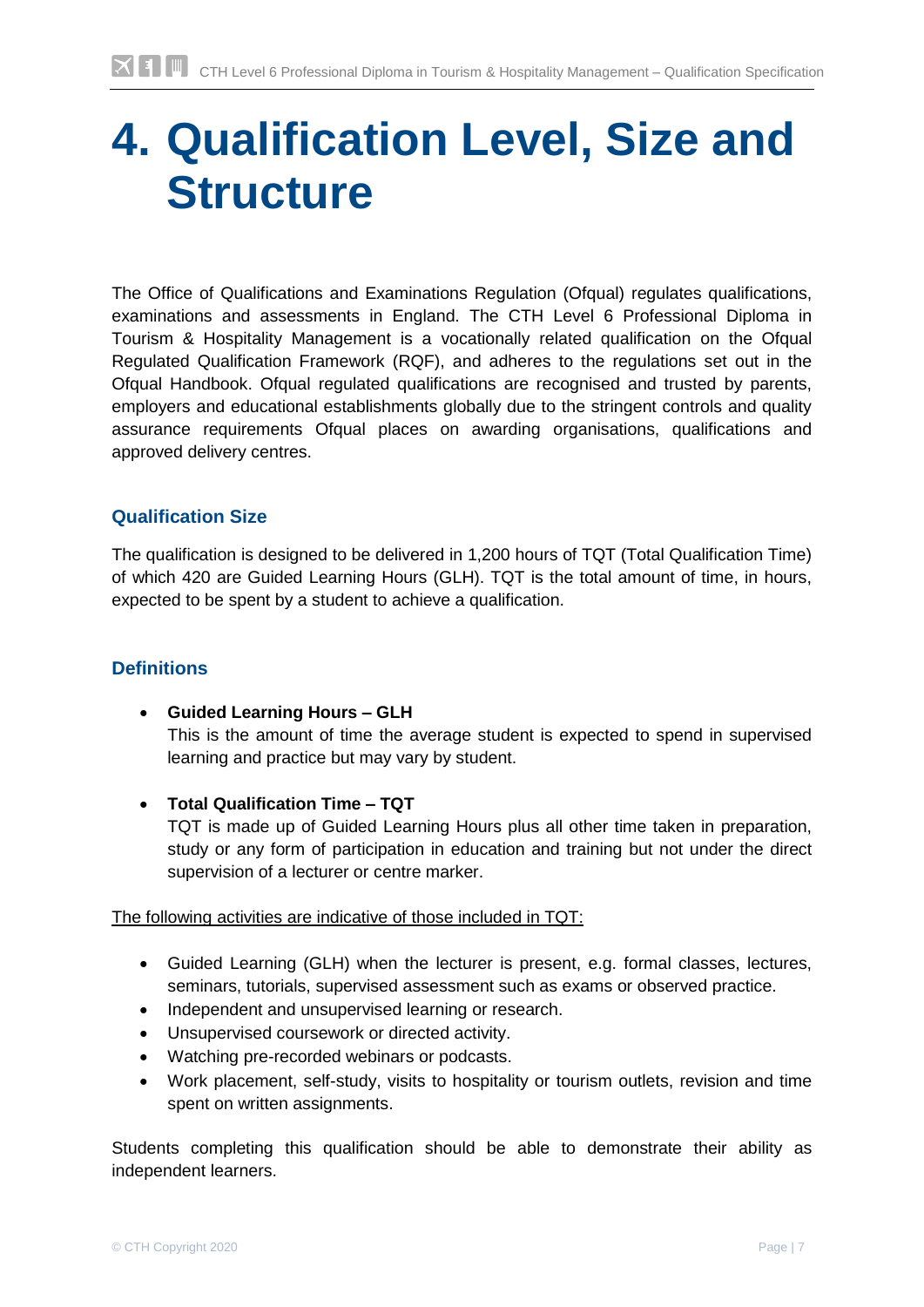# 4. Qualification Level, Size and Structure

The Office of Qualifications and Examinations Regulation (Ofqual) regulates qualifications, examinations and assessments in England. The CTH Level 6 Professional Diploma in Tourism & Hospitality Management is a vocationally related qualification on the Ofqual Regulated Qualification Framework (RQF), and adheres to the regulations set out in the Ofqual Handbook. Ofqual regulated qualifications are recognised and trusted by parents, employers and educational establishments globally due to the stringent controls and quality assurance requirements Ofqual places on awarding organisations, qualifications and approved delivery centres.

### Qualification Size

The qualification is designed to be delivered in 1,200 hours of TQT (Total Qualification Time) of which 420 are Guided Learning Hours (GLH). TQT is the total amount of time, in hours, expected to be spent by a student to achieve a qualification.

### Definitions

- **Guided Learning Hours – GLH**
  This is the amount of time the average student is expected to spend in supervised learning and practice but may vary by student.

- **Total Qualification Time – TQT**
  TQT is made up of Guided Learning Hours plus all other time taken in preparation, study or any form of participation in education and training but not under the direct supervision of a lecturer or centre marker.

<u>The following activities are indicative of those included in TQT:</u>

- Guided Learning (GLH) when the lecturer is present, e.g. formal classes, lectures, seminars, tutorials, supervised assessment such as exams or observed practice.
- Independent and unsupervised learning or research.
- Unsupervised coursework or directed activity.
- Watching pre-recorded webinars or podcasts.
- Work placement, self-study, visits to hospitality or tourism outlets, revision and time spent on written assignments.

Students completing this qualification should be able to demonstrate their ability as independent learners.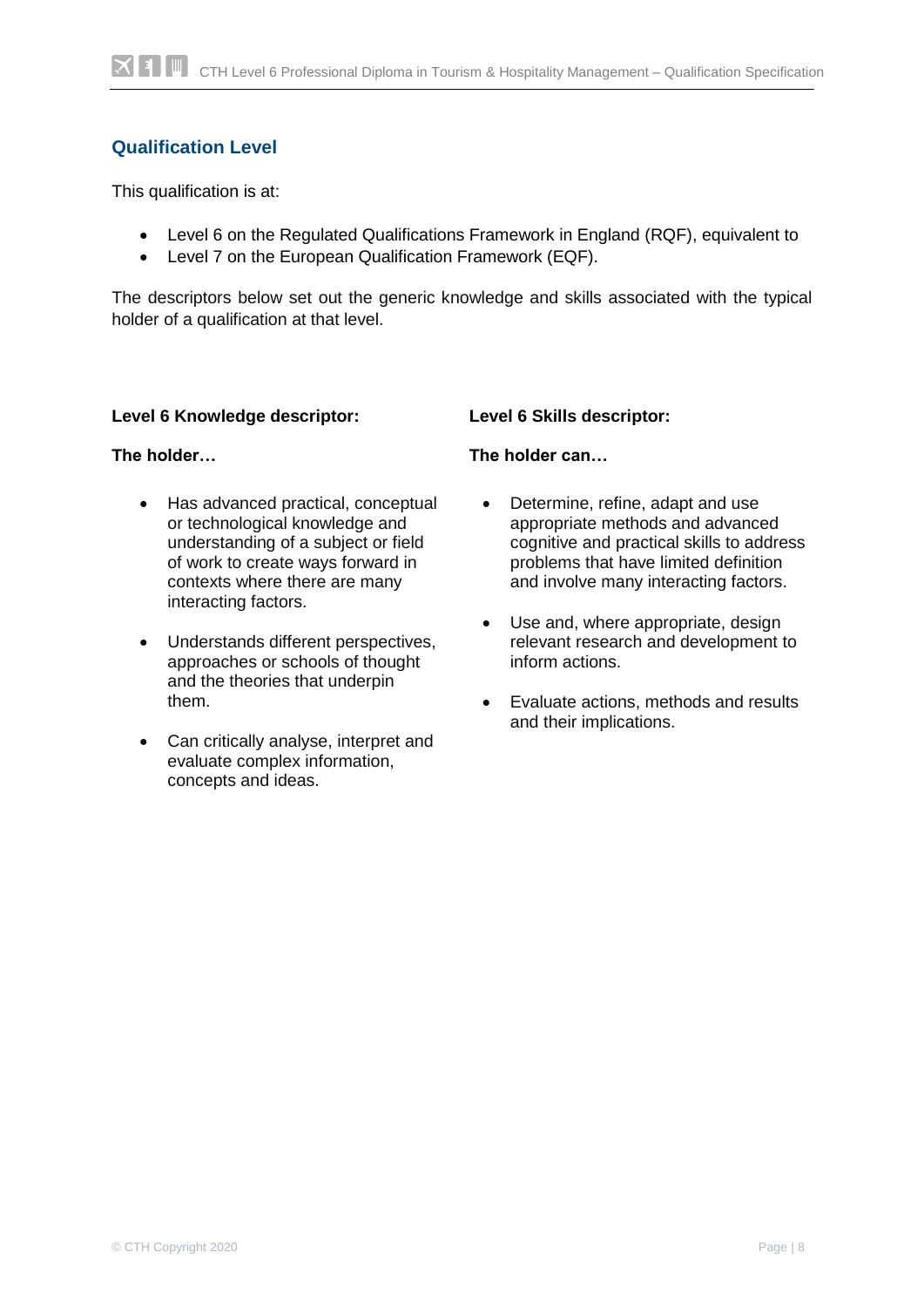## Qualification Level

This qualification is at:

- Level 6 on the Regulated Qualifications Framework in England (RQF), equivalent to
- Level 7 on the European Qualification Framework (EQF).

The descriptors below set out the generic knowledge and skills associated with the typical holder of a qualification at that level.

**Level 6 Knowledge descriptor:**

**The holder…**

- Has advanced practical, conceptual or technological knowledge and understanding of a subject or field of work to create ways forward in contexts where there are many interacting factors.
- Understands different perspectives, approaches or schools of thought and the theories that underpin them.
- Can critically analyse, interpret and evaluate complex information, concepts and ideas.

**Level 6 Skills descriptor:**

**The holder can…**

- Determine, refine, adapt and use appropriate methods and advanced cognitive and practical skills to address problems that have limited definition and involve many interacting factors.
- Use and, where appropriate, design relevant research and development to inform actions.
- Evaluate actions, methods and results and their implications.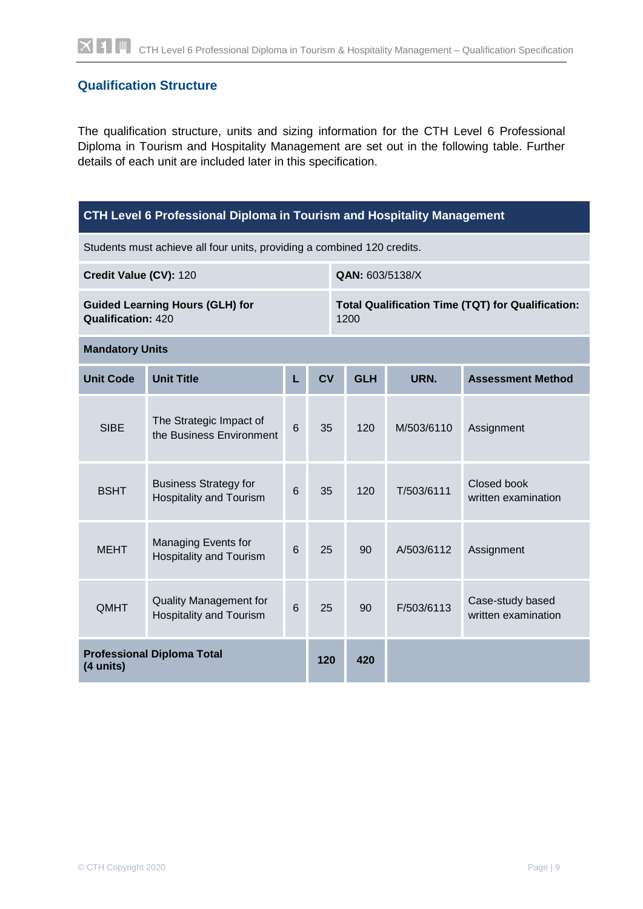## Qualification Structure

The qualification structure, units and sizing information for the CTH Level 6 Professional Diploma in Tourism and Hospitality Management are set out in the following table. Further details of each unit are included later in this specification.

| **CTH Level 6 Professional Diploma in Tourism and Hospitality Management** | | | | | | |
|---|---|---|---|---|---|---|
| Students must achieve all four units, providing a combined 120 credits. | | | | | | |
| **Credit Value (CV):** 120 | | | | **QAN:** 603/5138/X | | |
| **Guided Learning Hours (GLH) for Qualification:** 420 | | | | **Total Qualification Time (TQT) for Qualification:** 1200 | | |
| **Mandatory Units** | | | | | | |
| **Unit Code** | **Unit Title** | **L** | **CV** | **GLH** | **URN.** | **Assessment Method** |
| SIBE | The Strategic Impact of the Business Environment | 6 | 35 | 120 | M/503/6110 | Assignment |
| BSHT | Business Strategy for Hospitality and Tourism | 6 | 35 | 120 | T/503/6111 | Closed book written examination |
| MEHT | Managing Events for Hospitality and Tourism | 6 | 25 | 90 | A/503/6112 | Assignment |
| QMHT | Quality Management for Hospitality and Tourism | 6 | 25 | 90 | F/503/6113 | Case-study based written examination |
| **Professional Diploma Total (4 units)** | | | **120** | **420** | | |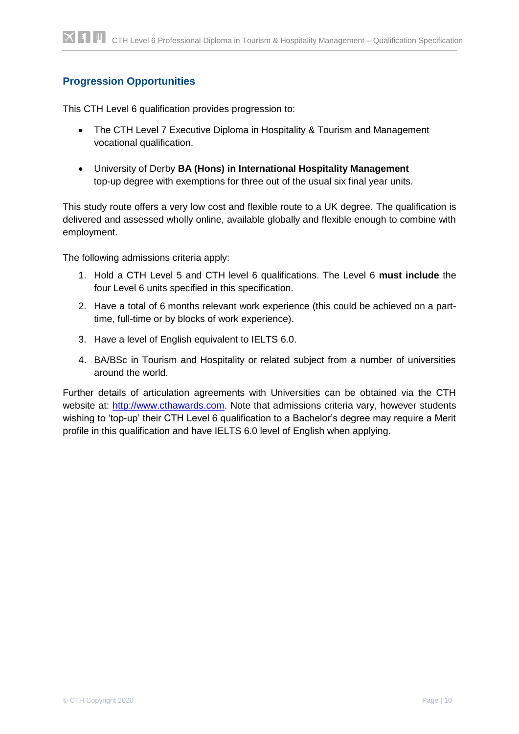## Progression Opportunities

This CTH Level 6 qualification provides progression to:

- The CTH Level 7 Executive Diploma in Hospitality & Tourism and Management vocational qualification.
- University of Derby **BA (Hons) in International Hospitality Management** top-up degree with exemptions for three out of the usual six final year units.

This study route offers a very low cost and flexible route to a UK degree. The qualification is delivered and assessed wholly online, available globally and flexible enough to combine with employment.

The following admissions criteria apply:

1. Hold a CTH Level 5 and CTH level 6 qualifications. The Level 6 **must include** the four Level 6 units specified in this specification.
2. Have a total of 6 months relevant work experience (this could be achieved on a part-time, full-time or by blocks of work experience).
3. Have a level of English equivalent to IELTS 6.0.
4. BA/BSc in Tourism and Hospitality or related subject from a number of universities around the world.

Further details of articulation agreements with Universities can be obtained via the CTH website at: [http://www.cthawards.com](http://www.cthawards.com). Note that admissions criteria vary, however students wishing to 'top-up' their CTH Level 6 qualification to a Bachelor's degree may require a Merit profile in this qualification and have IELTS 6.0 level of English when applying.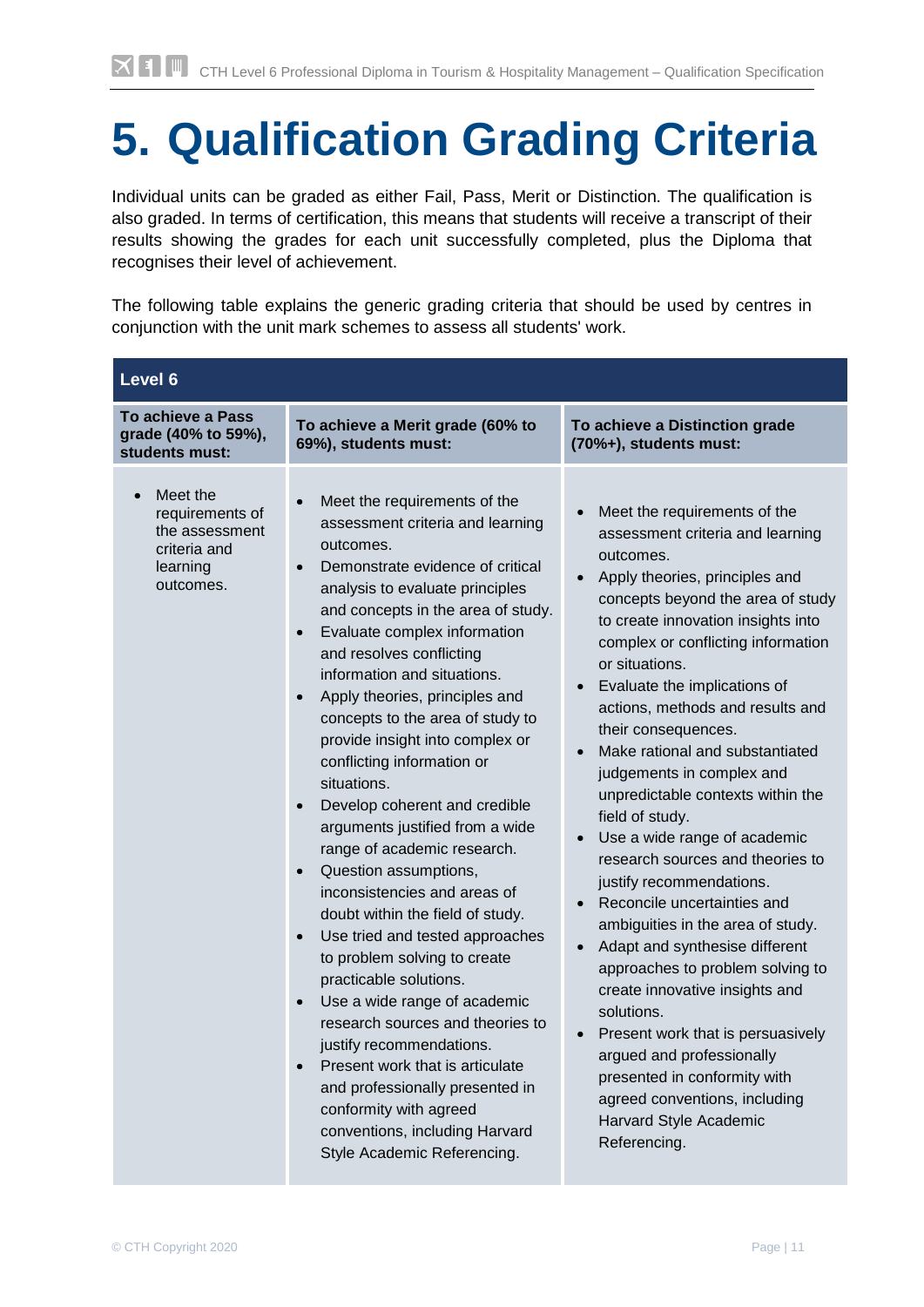# 5. Qualification Grading Criteria

Individual units can be graded as either Fail, Pass, Merit or Distinction. The qualification is also graded. In terms of certification, this means that students will receive a transcript of their results showing the grades for each unit successfully completed, plus the Diploma that recognises their level of achievement.

The following table explains the generic grading criteria that should be used by centres in conjunction with the unit mark schemes to assess all students' work.

| **Level 6** | | |
|---|---|---|
| **To achieve a Pass grade (40% to 59%), students must:** | **To achieve a Merit grade (60% to 69%), students must:** | **To achieve a Distinction grade (70%+), students must:** |
| • Meet the requirements of the assessment criteria and learning outcomes. | • Meet the requirements of the assessment criteria and learning outcomes.<br>• Demonstrate evidence of critical analysis to evaluate principles and concepts in the area of study.<br>• Evaluate complex information and resolves conflicting information and situations.<br>• Apply theories, principles and concepts to the area of study to provide insight into complex or conflicting information or situations.<br>• Develop coherent and credible arguments justified from a wide range of academic research.<br>• Question assumptions, inconsistencies and areas of doubt within the field of study.<br>• Use tried and tested approaches to problem solving to create practicable solutions.<br>• Use a wide range of academic research sources and theories to justify recommendations.<br>• Present work that is articulate and professionally presented in conformity with agreed conventions, including Harvard Style Academic Referencing. | • Meet the requirements of the assessment criteria and learning outcomes.<br>• Apply theories, principles and concepts beyond the area of study to create innovation insights into complex or conflicting information or situations.<br>• Evaluate the implications of actions, methods and results and their consequences.<br>• Make rational and substantiated judgements in complex and unpredictable contexts within the field of study.<br>• Use a wide range of academic research sources and theories to justify recommendations.<br>• Reconcile uncertainties and ambiguities in the area of study.<br>• Adapt and synthesise different approaches to problem solving to create innovative insights and solutions.<br>• Present work that is persuasively argued and professionally presented in conformity with agreed conventions, including Harvard Style Academic Referencing. |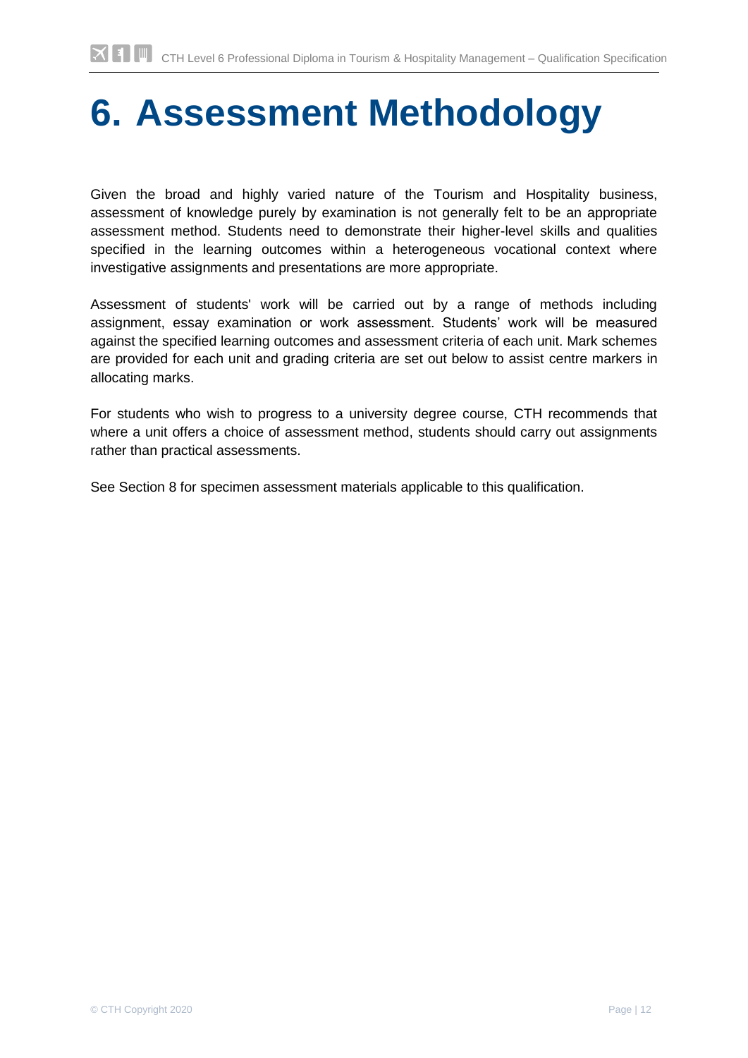# 6. Assessment Methodology

Given the broad and highly varied nature of the Tourism and Hospitality business, assessment of knowledge purely by examination is not generally felt to be an appropriate assessment method. Students need to demonstrate their higher-level skills and qualities specified in the learning outcomes within a heterogeneous vocational context where investigative assignments and presentations are more appropriate.

Assessment of students' work will be carried out by a range of methods including assignment, essay examination or work assessment. Students' work will be measured against the specified learning outcomes and assessment criteria of each unit. Mark schemes are provided for each unit and grading criteria are set out below to assist centre markers in allocating marks.

For students who wish to progress to a university degree course, CTH recommends that where a unit offers a choice of assessment method, students should carry out assignments rather than practical assessments.

See Section 8 for specimen assessment materials applicable to this qualification.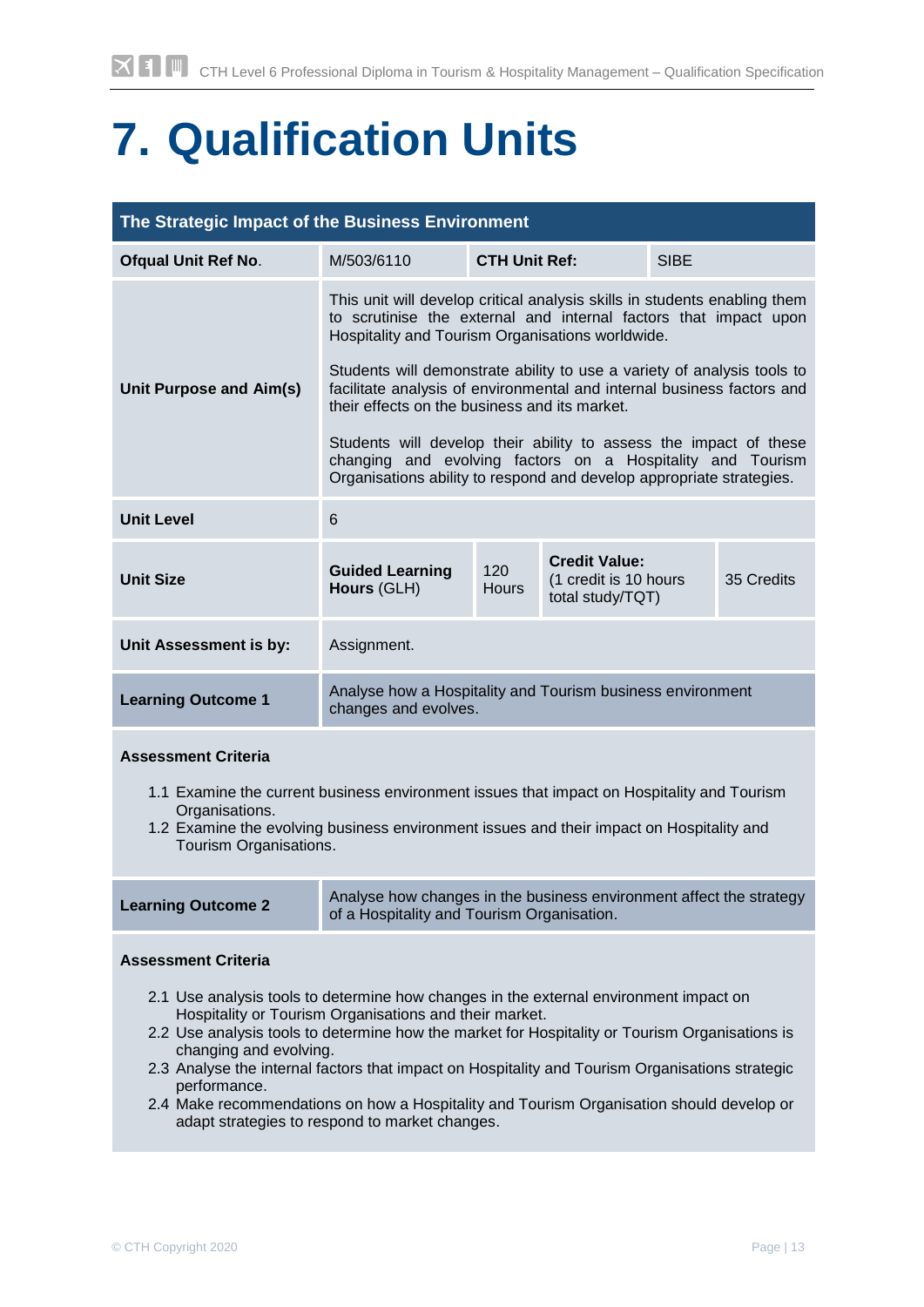# 7. Qualification Units

| The Strategic Impact of the Business Environment | | | | | |
|---|---|---|---|---|---|
| **Ofqual Unit Ref No.** | M/503/6110 | **CTH Unit Ref:** | | SIBE | |
| **Unit Purpose and Aim(s)** | This unit will develop critical analysis skills in students enabling them to scrutinise the external and internal factors that impact upon Hospitality and Tourism Organisations worldwide.<br><br>Students will demonstrate ability to use a variety of analysis tools to facilitate analysis of environmental and internal business factors and their effects on the business and its market.<br><br>Students will develop their ability to assess the impact of these changing and evolving factors on a Hospitality and Tourism Organisations ability to respond and develop appropriate strategies. | | | | |
| **Unit Level** | 6 | | | | |
| **Unit Size** | **Guided Learning Hours** (GLH) | 120 Hours | **Credit Value:** (1 credit is 10 hours total study/TQT) | | 35 Credits |
| **Unit Assessment is by:** | Assignment. | | | | |
| **Learning Outcome 1** | Analyse how a Hospitality and Tourism business environment changes and evolves. | | | | |

**Assessment Criteria**

1.1 Examine the current business environment issues that impact on Hospitality and Tourism Organisations.
1.2 Examine the evolving business environment issues and their impact on Hospitality and Tourism Organisations.

| **Learning Outcome 2** | Analyse how changes in the business environment affect the strategy of a Hospitality and Tourism Organisation. |
|---|---|

**Assessment Criteria**

2.1 Use analysis tools to determine how changes in the external environment impact on Hospitality or Tourism Organisations and their market.
2.2 Use analysis tools to determine how the market for Hospitality or Tourism Organisations is changing and evolving.
2.3 Analyse the internal factors that impact on Hospitality and Tourism Organisations strategic performance.
2.4 Make recommendations on how a Hospitality and Tourism Organisation should develop or adapt strategies to respond to market changes.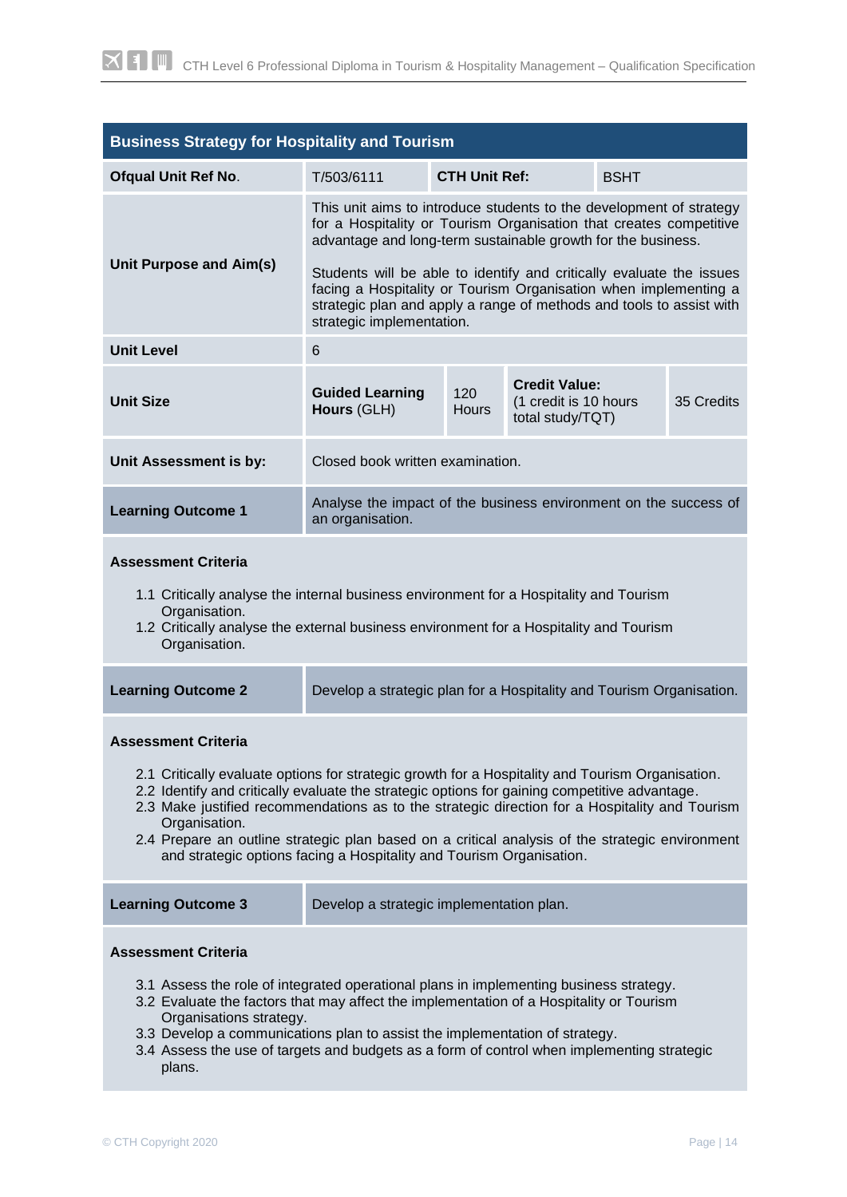## Business Strategy for Hospitality and Tourism

| | | | |
|---|---|---|---|
| **Ofqual Unit Ref No.** | T/503/6111 | **CTH Unit Ref:** | BSHT |
| **Unit Purpose and Aim(s)** | This unit aims to introduce students to the development of strategy for a Hospitality or Tourism Organisation that creates competitive advantage and long-term sustainable growth for the business.<br><br>Students will be able to identify and critically evaluate the issues facing a Hospitality or Tourism Organisation when implementing a strategic plan and apply a range of methods and tools to assist with strategic implementation. | | |
| **Unit Level** | 6 | | |
| **Unit Size** | **Guided Learning Hours** (GLH) 120 Hours | **Credit Value:** (1 credit is 10 hours total study/TQT) | 35 Credits |
| **Unit Assessment is by:** | Closed book written examination. | | |

| | |
|---|---|
| **Learning Outcome 1** | Analyse the impact of the business environment on the success of an organisation. |

**Assessment Criteria**

1.1 Critically analyse the internal business environment for a Hospitality and Tourism Organisation.
1.2 Critically analyse the external business environment for a Hospitality and Tourism Organisation.

| | |
|---|---|
| **Learning Outcome 2** | Develop a strategic plan for a Hospitality and Tourism Organisation. |

**Assessment Criteria**

2.1 Critically evaluate options for strategic growth for a Hospitality and Tourism Organisation.
2.2 Identify and critically evaluate the strategic options for gaining competitive advantage.
2.3 Make justified recommendations as to the strategic direction for a Hospitality and Tourism Organisation.
2.4 Prepare an outline strategic plan based on a critical analysis of the strategic environment and strategic options facing a Hospitality and Tourism Organisation.

| | |
|---|---|
| **Learning Outcome 3** | Develop a strategic implementation plan. |

**Assessment Criteria**

3.1 Assess the role of integrated operational plans in implementing business strategy.
3.2 Evaluate the factors that may affect the implementation of a Hospitality or Tourism Organisations strategy.
3.3 Develop a communications plan to assist the implementation of strategy.
3.4 Assess the use of targets and budgets as a form of control when implementing strategic plans.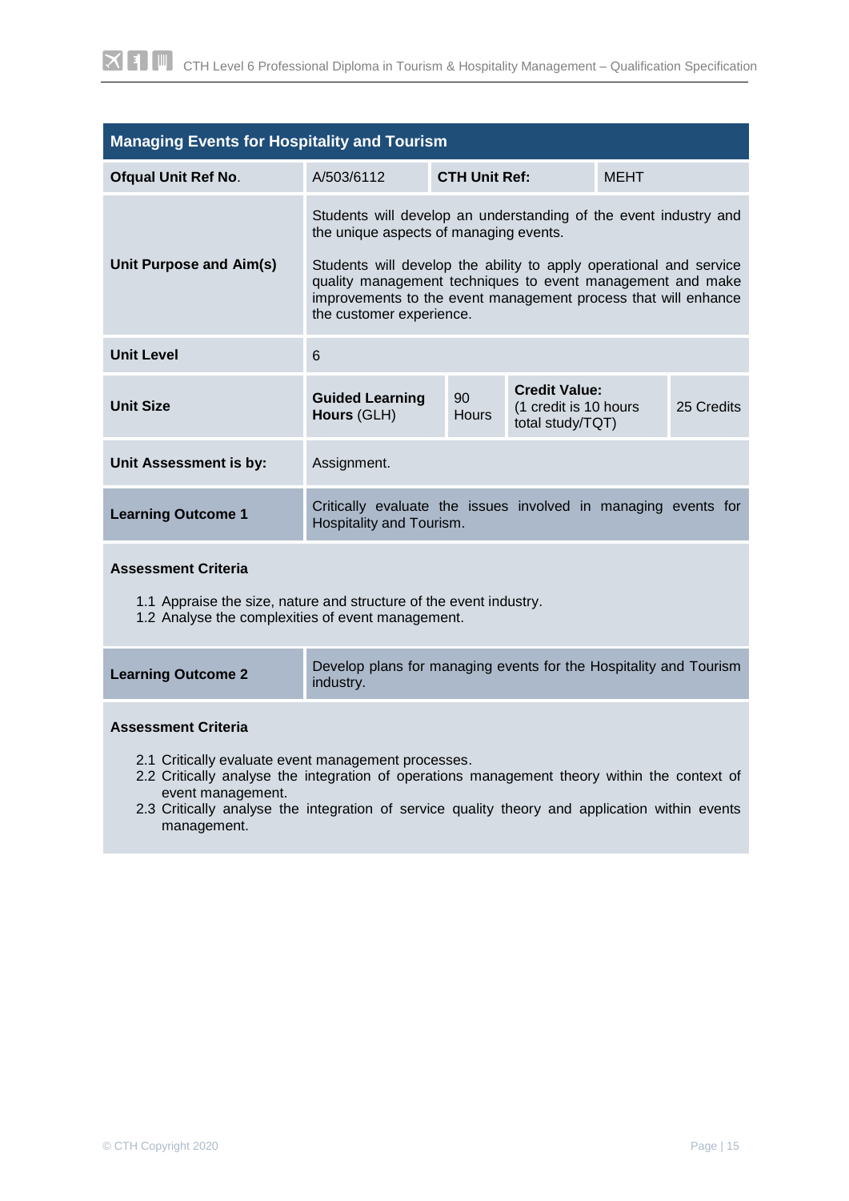| Managing Events for Hospitality and Tourism | | | | | |
|---|---|---|---|---|---|
| **Ofqual Unit Ref No.** | A/503/6112 | | **CTH Unit Ref:** | MEHT | |
| **Unit Purpose and Aim(s)** | Students will develop an understanding of the event industry and the unique aspects of managing events.<br><br>Students will develop the ability to apply operational and service quality management techniques to event management and make improvements to the event management process that will enhance the customer experience. | | | | |
| **Unit Level** | 6 | | | | |
| **Unit Size** | **Guided Learning Hours** (GLH) | 90 Hours | **Credit Value:** (1 credit is 10 hours total study/TQT) | | 25 Credits |
| **Unit Assessment is by:** | Assignment. | | | | |
| **Learning Outcome 1** | Critically evaluate the issues involved in managing events for Hospitality and Tourism. | | | | |

**Assessment Criteria**

1.1 Appraise the size, nature and structure of the event industry.
1.2 Analyse the complexities of event management.

| **Learning Outcome 2** | Develop plans for managing events for the Hospitality and Tourism industry. |
|---|---|

**Assessment Criteria**

2.1 Critically evaluate event management processes.
2.2 Critically analyse the integration of operations management theory within the context of event management.
2.3 Critically analyse the integration of service quality theory and application within events management.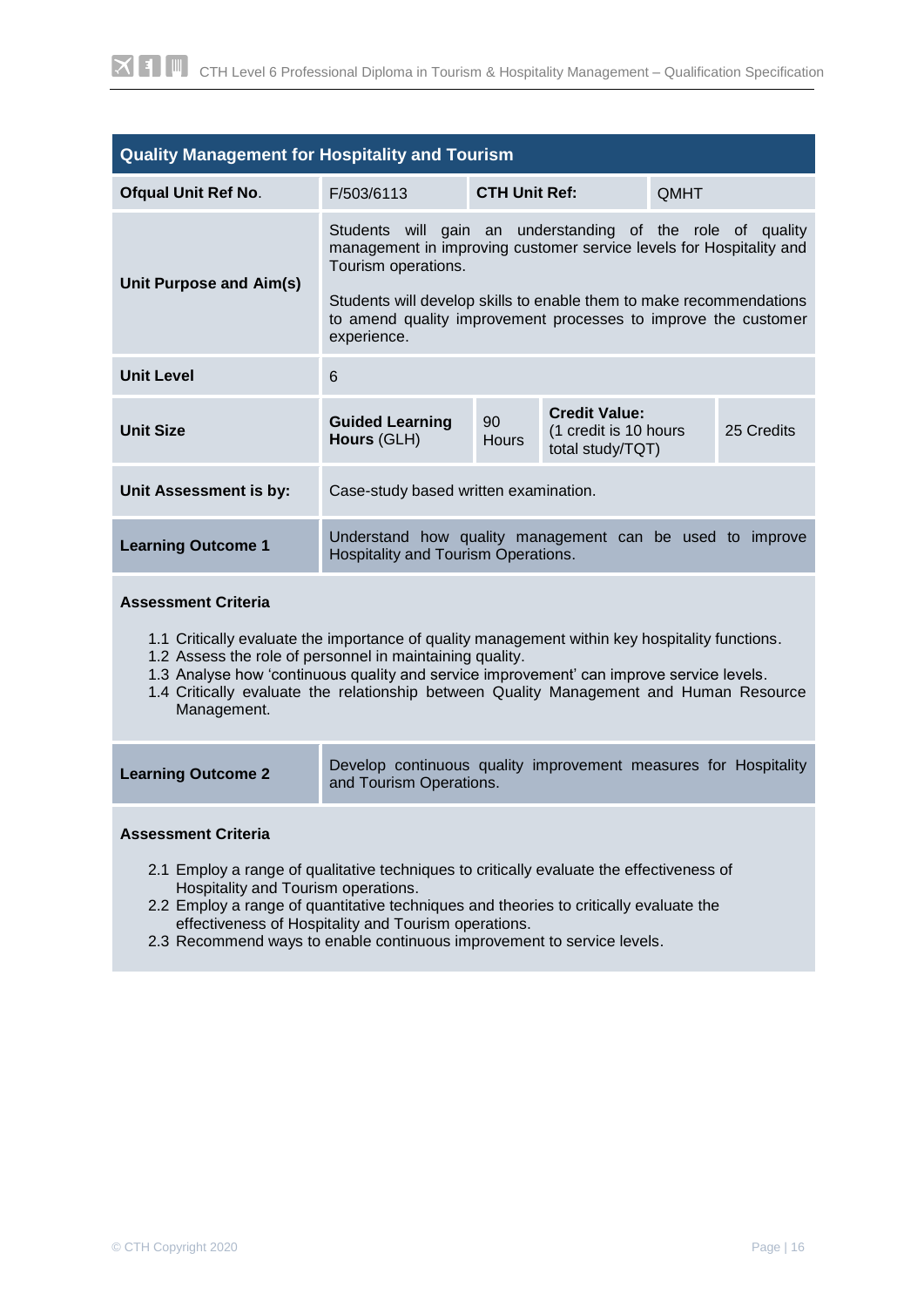## Quality Management for Hospitality and Tourism

| **Ofqual Unit Ref No.** | F/503/6113 | **CTH Unit Ref:** | QMHT |
|---|---|---|---|
| **Unit Purpose and Aim(s)** | Students will gain an understanding of the role of quality management in improving customer service levels for Hospitality and Tourism operations.<br><br>Students will develop skills to enable them to make recommendations to amend quality improvement processes to improve the customer experience. | | |
| **Unit Level** | 6 | | |
| **Unit Size** | **Guided Learning Hours** (GLH) 90 Hours | **Credit Value:** (1 credit is 10 hours total study/TQT) | 25 Credits |
| **Unit Assessment is by:** | Case-study based written examination. | | |

| **Learning Outcome 1** | Understand how quality management can be used to improve Hospitality and Tourism Operations. |
|---|---|

**Assessment Criteria**

1.1 Critically evaluate the importance of quality management within key hospitality functions.
1.2 Assess the role of personnel in maintaining quality.
1.3 Analyse how 'continuous quality and service improvement' can improve service levels.
1.4 Critically evaluate the relationship between Quality Management and Human Resource Management.

| **Learning Outcome 2** | Develop continuous quality improvement measures for Hospitality and Tourism Operations. |
|---|---|

**Assessment Criteria**

2.1 Employ a range of qualitative techniques to critically evaluate the effectiveness of Hospitality and Tourism operations.
2.2 Employ a range of quantitative techniques and theories to critically evaluate the effectiveness of Hospitality and Tourism operations.
2.3 Recommend ways to enable continuous improvement to service levels.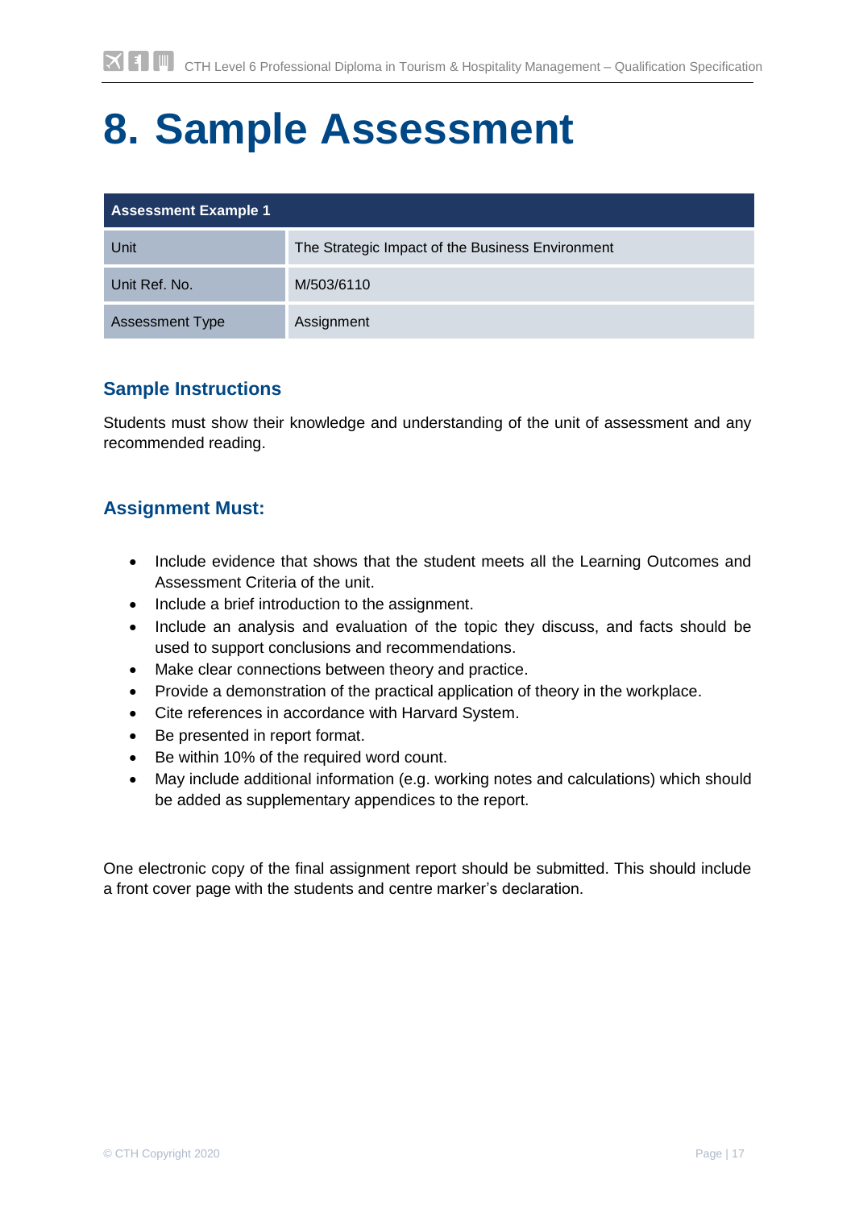# 8. Sample Assessment

| Assessment Example 1 | |
|---|---|
| Unit | The Strategic Impact of the Business Environment |
| Unit Ref. No. | M/503/6110 |
| Assessment Type | Assignment |

## Sample Instructions

Students must show their knowledge and understanding of the unit of assessment and any recommended reading.

## Assignment Must:

- Include evidence that shows that the student meets all the Learning Outcomes and Assessment Criteria of the unit.
- Include a brief introduction to the assignment.
- Include an analysis and evaluation of the topic they discuss, and facts should be used to support conclusions and recommendations.
- Make clear connections between theory and practice.
- Provide a demonstration of the practical application of theory in the workplace.
- Cite references in accordance with Harvard System.
- Be presented in report format.
- Be within 10% of the required word count.
- May include additional information (e.g. working notes and calculations) which should be added as supplementary appendices to the report.

One electronic copy of the final assignment report should be submitted. This should include a front cover page with the students and centre marker's declaration.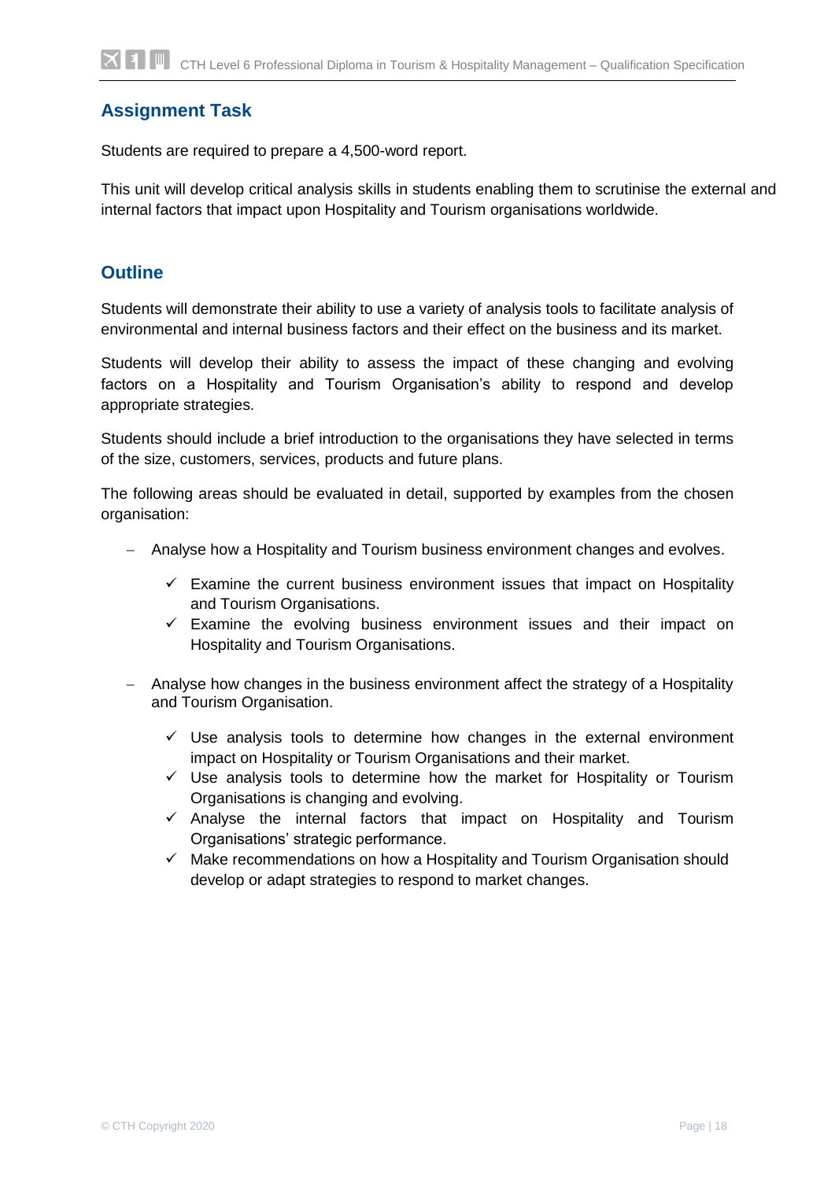## Assignment Task

Students are required to prepare a 4,500-word report.

This unit will develop critical analysis skills in students enabling them to scrutinise the external and internal factors that impact upon Hospitality and Tourism organisations worldwide.

## Outline

Students will demonstrate their ability to use a variety of analysis tools to facilitate analysis of environmental and internal business factors and their effect on the business and its market.

Students will develop their ability to assess the impact of these changing and evolving factors on a Hospitality and Tourism Organisation's ability to respond and develop appropriate strategies.

Students should include a brief introduction to the organisations they have selected in terms of the size, customers, services, products and future plans.

The following areas should be evaluated in detail, supported by examples from the chosen organisation:

- Analyse how a Hospitality and Tourism business environment changes and evolves.
  - ✓ Examine the current business environment issues that impact on Hospitality and Tourism Organisations.
  - ✓ Examine the evolving business environment issues and their impact on Hospitality and Tourism Organisations.
- Analyse how changes in the business environment affect the strategy of a Hospitality and Tourism Organisation.
  - ✓ Use analysis tools to determine how changes in the external environment impact on Hospitality or Tourism Organisations and their market.
  - ✓ Use analysis tools to determine how the market for Hospitality or Tourism Organisations is changing and evolving.
  - ✓ Analyse the internal factors that impact on Hospitality and Tourism Organisations' strategic performance.
  - ✓ Make recommendations on how a Hospitality and Tourism Organisation should develop or adapt strategies to respond to market changes.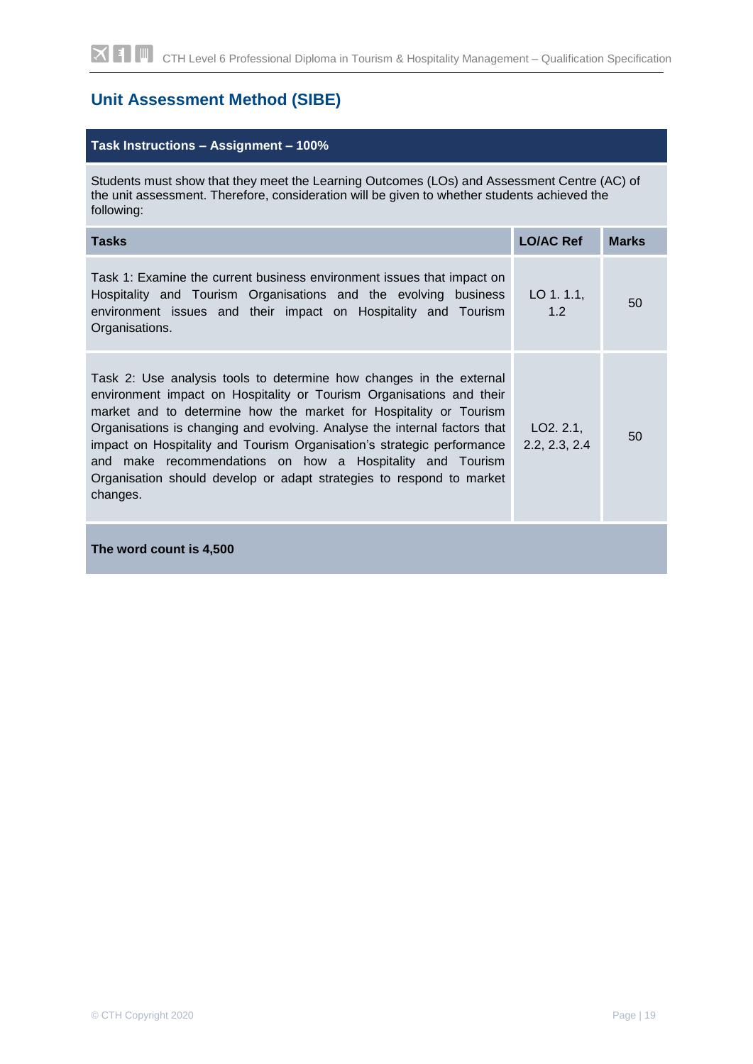## Unit Assessment Method (SIBE)

| Task Instructions – Assignment – 100% | | |
|---|---|---|
| Students must show that they meet the Learning Outcomes (LOs) and Assessment Centre (AC) of the unit assessment. Therefore, consideration will be given to whether students achieved the following: | | |
| **Tasks** | **LO/AC Ref** | **Marks** |
| Task 1: Examine the current business environment issues that impact on Hospitality and Tourism Organisations and the evolving business environment issues and their impact on Hospitality and Tourism Organisations. | LO 1. 1.1, 1.2 | 50 |
| Task 2: Use analysis tools to determine how changes in the external environment impact on Hospitality or Tourism Organisations and their market and to determine how the market for Hospitality or Tourism Organisations is changing and evolving. Analyse the internal factors that impact on Hospitality and Tourism Organisation's strategic performance and make recommendations on how a Hospitality and Tourism Organisation should develop or adapt strategies to respond to market changes. | LO2. 2.1, 2.2, 2.3, 2.4 | 50 |
| **The word count is 4,500** | | |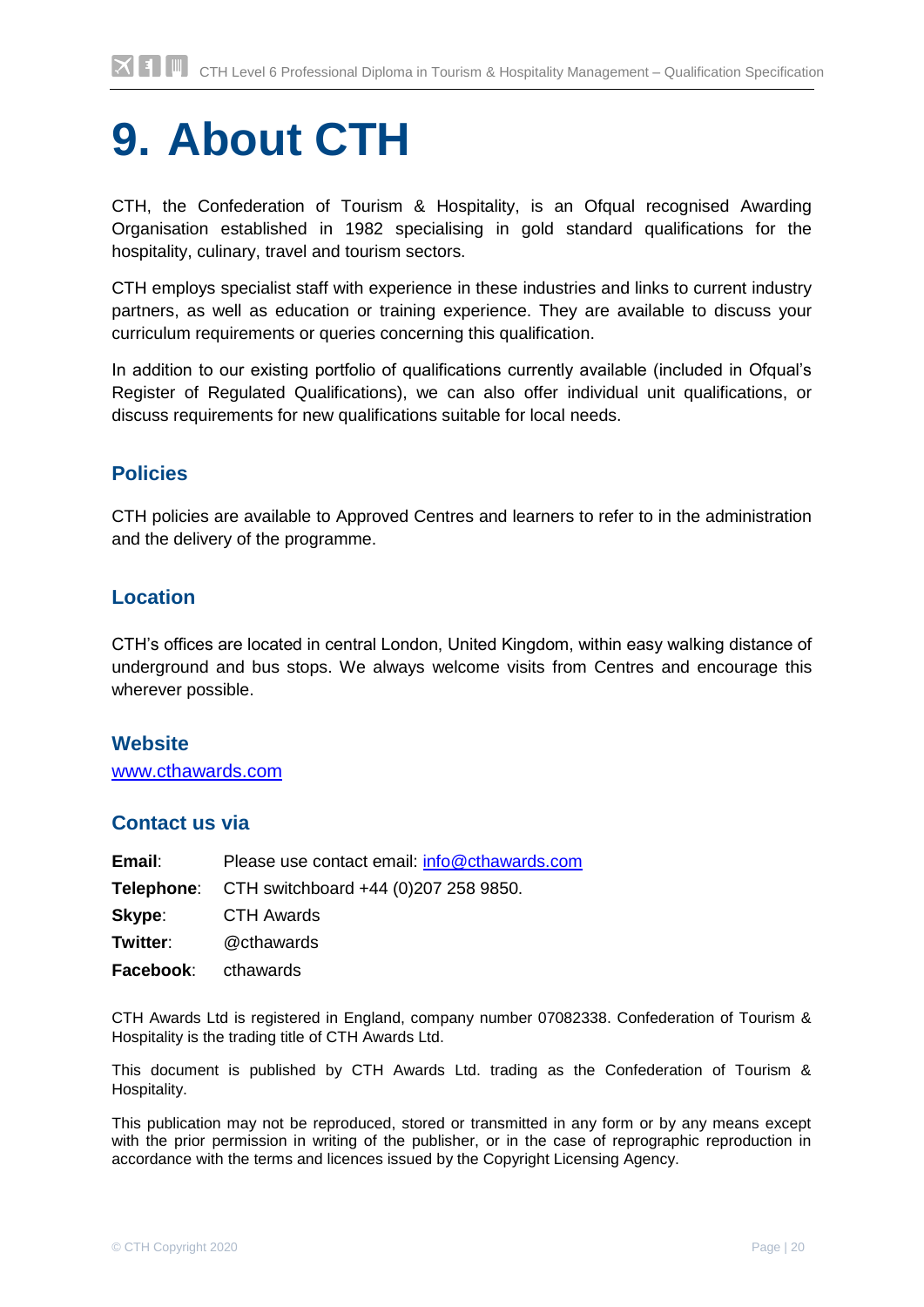# 9. About CTH

CTH, the Confederation of Tourism & Hospitality, is an Ofqual recognised Awarding Organisation established in 1982 specialising in gold standard qualifications for the hospitality, culinary, travel and tourism sectors.

CTH employs specialist staff with experience in these industries and links to current industry partners, as well as education or training experience. They are available to discuss your curriculum requirements or queries concerning this qualification.

In addition to our existing portfolio of qualifications currently available (included in Ofqual's Register of Regulated Qualifications), we can also offer individual unit qualifications, or discuss requirements for new qualifications suitable for local needs.

## Policies

CTH policies are available to Approved Centres and learners to refer to in the administration and the delivery of the programme.

## Location

CTH's offices are located in central London, United Kingdom, within easy walking distance of underground and bus stops. We always welcome visits from Centres and encourage this wherever possible.

## Website

www.cthawards.com

## Contact us via

**Email**: Please use contact email: info@cthawards.com

**Telephone**: CTH switchboard +44 (0)207 258 9850.

**Skype**: CTH Awards

**Twitter**: @cthawards

**Facebook**: cthawards

CTH Awards Ltd is registered in England, company number 07082338. Confederation of Tourism & Hospitality is the trading title of CTH Awards Ltd.

This document is published by CTH Awards Ltd. trading as the Confederation of Tourism & Hospitality.

This publication may not be reproduced, stored or transmitted in any form or by any means except with the prior permission in writing of the publisher, or in the case of reprographic reproduction in accordance with the terms and licences issued by the Copyright Licensing Agency.

© CTH Copyright 2020